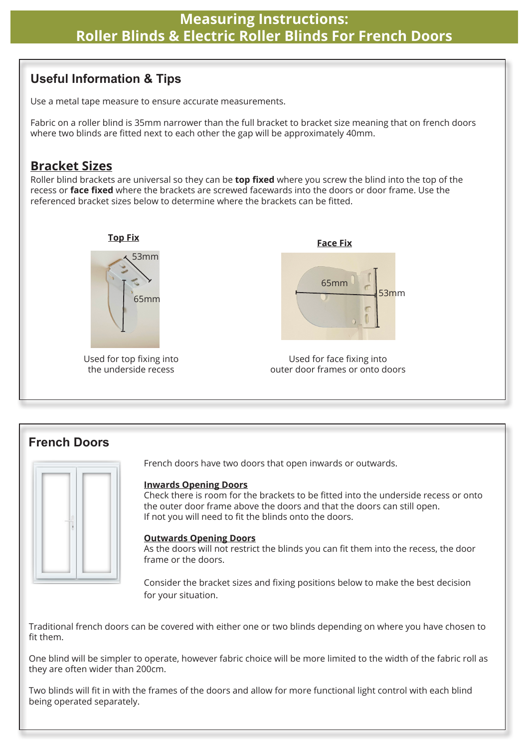# Measuring Instructions: Roller Blinds & Electric Roller Blinds For French Doors

## Useful Information & Tips

Use a metal tape measure to ensure accurate measurements.

Fabric on a roller blind is 35mm narrower than the full bracket to bracket size meaning that on french doors where two blinds are fitted next to each other the gap will be approximately 40mm.

### Bracket Sizes

Roller blind brackets are universal so they can be **top fixed** where you screw the blind into the top of the recess or **face fixed** where the brackets are screwed facewards into the doors or door frame. Use the referenced bracket sizes below to determine where the brackets can be fitted.

**Top Fix**

53mm

65mm

Used for top fixing into the underside recess

**Face Fix**

65mm

53mm

Used for face fixing into outer door frames or onto doors

## French Doors

French doors have two doors that open inwards or outwards.

**Inwards Opening Doors**

Check there is room for the brackets to be fitted into the underside recess or onto the outer door frame above the doors and that the doors can still open.
If not you will need to fit the blinds onto the doors.

**Outwards Opening Doors**

As the doors will not restrict the blinds you can fit them into the recess, the door frame or the doors.

Consider the bracket sizes and fixing positions below to make the best decision for your situation.

Traditional french doors can be covered with either one or two blinds depending on where you have chosen to fit them.

One blind will be simpler to operate, however fabric choice will be more limited to the width of the fabric roll as they are often wider than 200cm.

Two blinds will fit in with the frames of the doors and allow for more functional light control with each blind being operated separately.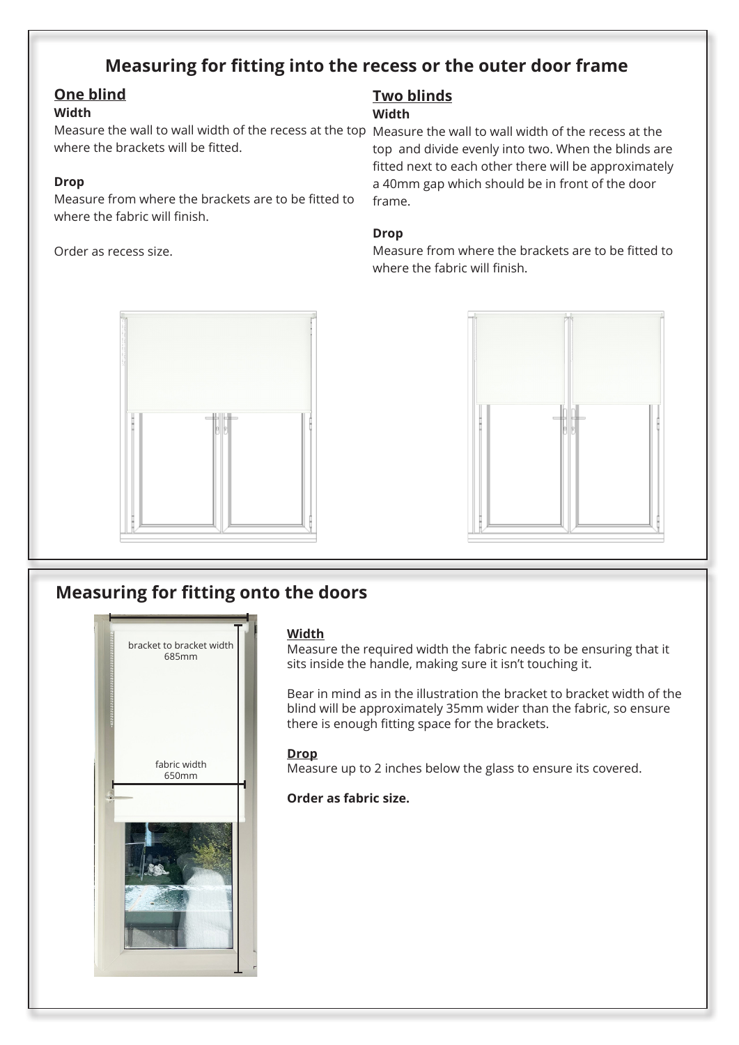## Measuring for fitting into the recess or the outer door frame

### One blind

**Width**

Measure the wall to wall width of the recess at the top where the brackets will be fitted.

**Drop**

Measure from where the brackets are to be fitted to where the fabric will finish.

Order as recess size.

### Two blinds

**Width**

Measure the wall to wall width of the recess at the top and divide evenly into two. When the blinds are fitted next to each other there will be approximately a 40mm gap which should be in front of the door frame.

**Drop**

Measure from where the brackets are to be fitted to where the fabric will finish.

## Measuring for fitting onto the doors

bracket to bracket width
685mm

fabric width
650mm

**Width**

Measure the required width the fabric needs to be ensuring that it sits inside the handle, making sure it isn't touching it.

Bear in mind as in the illustration the bracket to bracket width of the blind will be approximately 35mm wider than the fabric, so ensure there is enough fitting space for the brackets.

**Drop**

Measure up to 2 inches below the glass to ensure its covered.

**Order as fabric size.**